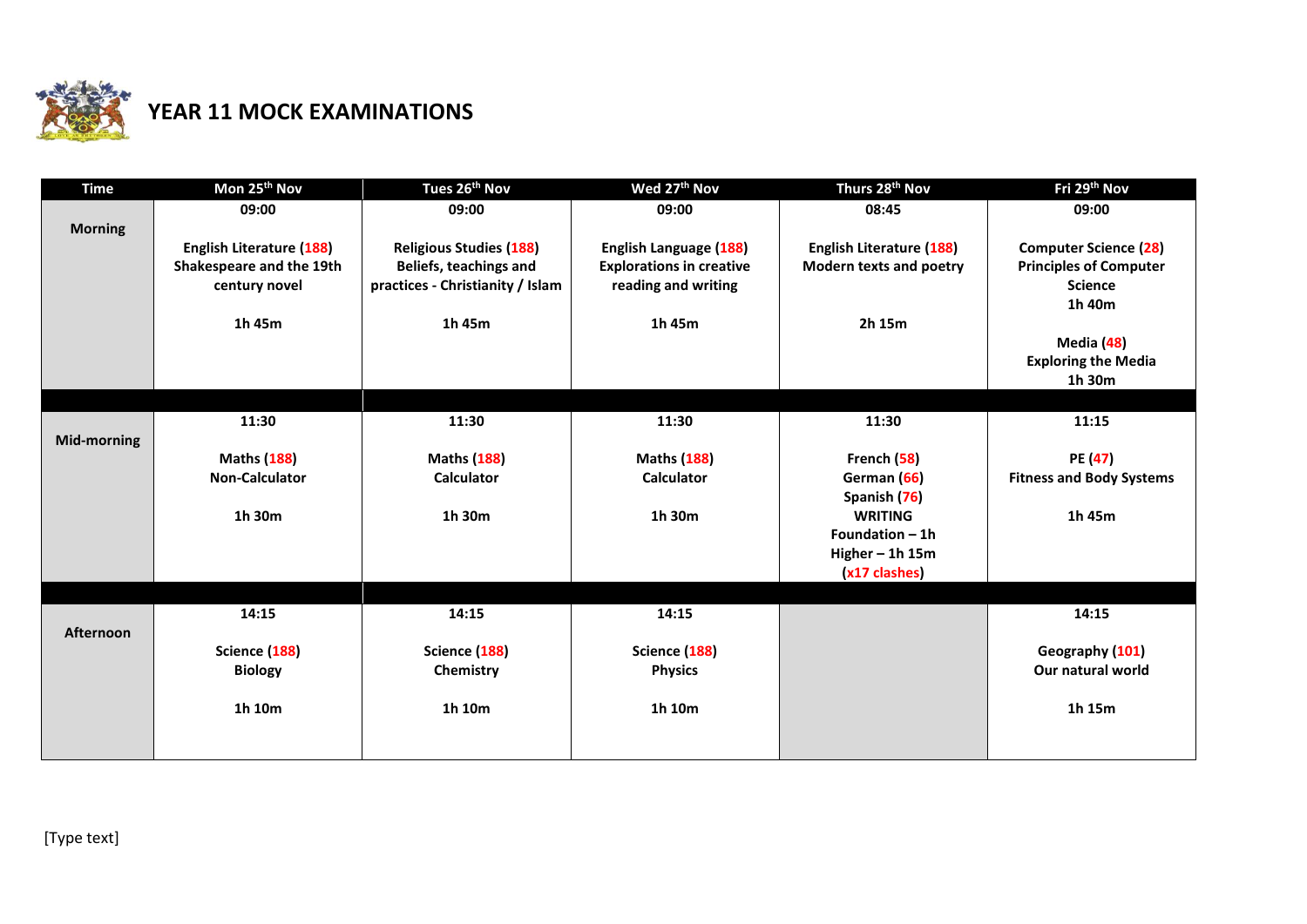# YEAR 11 MOCK EXAMINATIONS

| Time | Mon 25th Nov | Tues 26th Nov | Wed 27th Nov | Thurs 28th Nov | Fri 29th Nov |
|---|---|---|---|---|---|
| **Morning** | **09:00**<br><br>**English Literature (188)**<br>**Shakespeare and the 19th century novel**<br><br>**1h 45m** | **09:00**<br><br>**Religious Studies (188)**<br>**Beliefs, teachings and practices - Christianity / Islam**<br><br>**1h 45m** | **09:00**<br><br>**English Language (188)**<br>**Explorations in creative reading and writing**<br><br>**1h 45m** | **08:45**<br><br>**English Literature (188)**<br>**Modern texts and poetry**<br><br>**2h 15m** | **09:00**<br><br>**Computer Science (28)**<br>**Principles of Computer Science**<br>**1h 40m**<br><br>**Media (48)**<br>**Exploring the Media**<br>**1h 30m** |
| | | | | | |
| **Mid-morning** | **11:30**<br><br>**Maths (188)**<br>**Non-Calculator**<br><br>**1h 30m** | **11:30**<br><br>**Maths (188)**<br>**Calculator**<br><br>**1h 30m** | **11:30**<br><br>**Maths (188)**<br>**Calculator**<br><br>**1h 30m** | **11:30**<br><br>**French (58)**<br>**German (66)**<br>**Spanish (76)**<br>**WRITING**<br>**Foundation – 1h**<br>**Higher – 1h 15m**<br>**(x17 clashes)** | **11:15**<br><br>**PE (47)**<br>**Fitness and Body Systems**<br><br>**1h 45m** |
| | | | | | |
| **Afternoon** | **14:15**<br><br>**Science (188)**<br>**Biology**<br><br>**1h 10m** | **14:15**<br><br>**Science (188)**<br>**Chemistry**<br><br>**1h 10m** | **14:15**<br><br>**Science (188)**<br>**Physics**<br><br>**1h 10m** | | **14:15**<br><br>**Geography (101)**<br>**Our natural world**<br><br>**1h 15m** |

[Type text]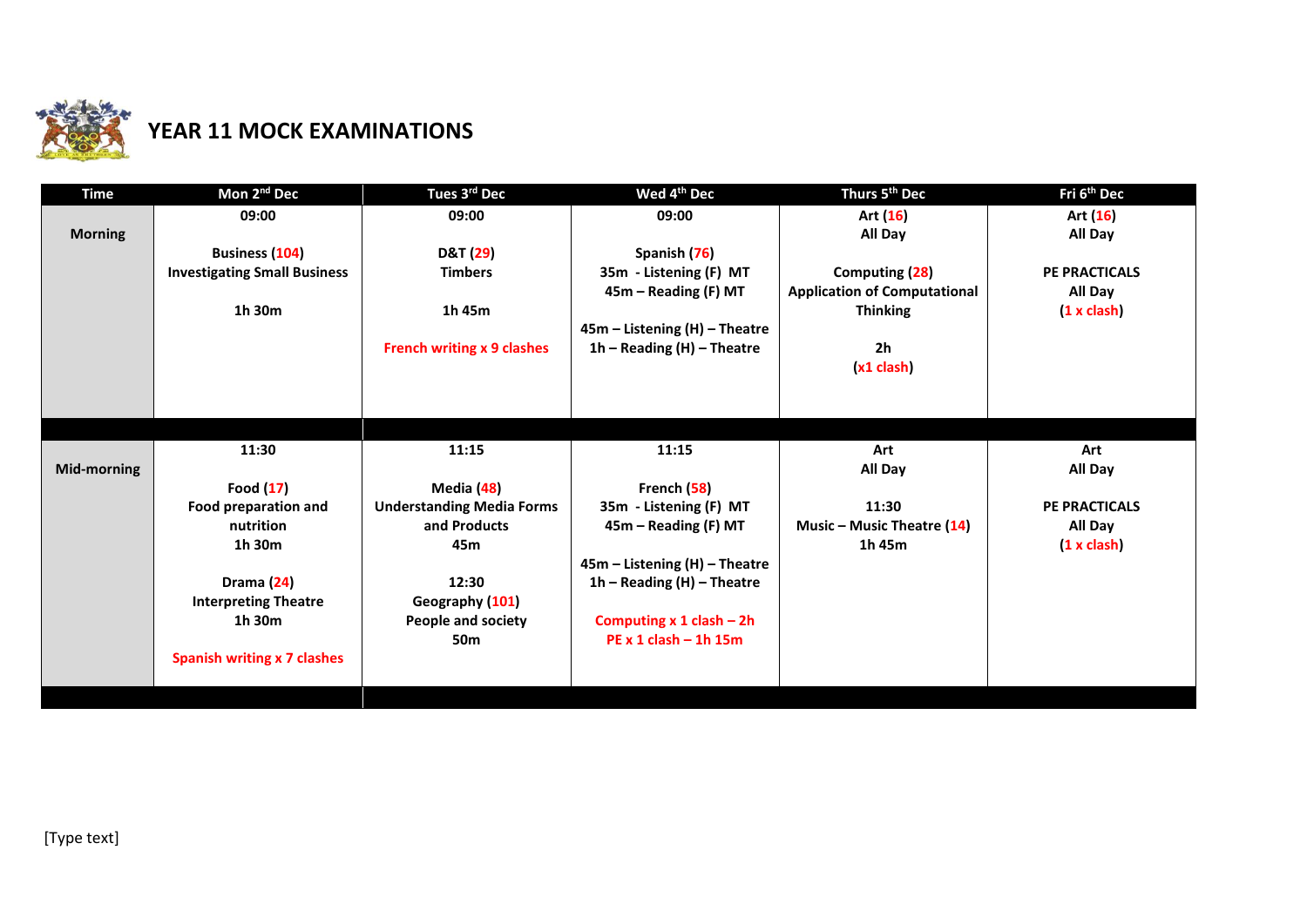# YEAR 11 MOCK EXAMINATIONS

| Time | Mon 2nd Dec | Tues 3rd Dec | Wed 4th Dec | Thurs 5th Dec | Fri 6th Dec |
|---|---|---|---|---|---|
| **Morning** | **09:00**<br><br>**Business (104)**<br>**Investigating Small Business**<br><br>**1h 30m** | **09:00**<br><br>**D&T (29)**<br>**Timbers**<br><br>**1h 45m**<br><br>**French writing x 9 clashes** | **09:00**<br><br>**Spanish (76)**<br>**35m - Listening (F) MT**<br>**45m – Reading (F) MT**<br><br>**45m – Listening (H) – Theatre**<br>**1h – Reading (H) – Theatre** | **Art (16)**<br>**All Day**<br><br>**Computing (28)**<br>**Application of Computational Thinking**<br><br>**2h**<br>**(x1 clash)** | **Art (16)**<br>**All Day**<br><br>**PE PRACTICALS**<br>**All Day**<br>**(1 x clash)** |
| **Mid-morning** | **11:30**<br><br>**Food (17)**<br>**Food preparation and nutrition**<br>**1h 30m**<br><br>**Drama (24)**<br>**Interpreting Theatre**<br>**1h 30m**<br><br>**Spanish writing x 7 clashes** | **11:15**<br><br>**Media (48)**<br>**Understanding Media Forms and Products**<br>**45m**<br><br>**12:30**<br>**Geography (101)**<br>**People and society**<br>**50m** | **11:15**<br><br>**French (58)**<br>**35m - Listening (F) MT**<br>**45m – Reading (F) MT**<br><br>**45m – Listening (H) – Theatre**<br>**1h – Reading (H) – Theatre**<br><br>**Computing x 1 clash – 2h**<br>**PE x 1 clash – 1h 15m** | **Art**<br>**All Day**<br><br>**11:30**<br>**Music – Music Theatre (14)**<br>**1h 45m** | **Art**<br>**All Day**<br><br>**PE PRACTICALS**<br>**All Day**<br>**(1 x clash)** |

[Type text]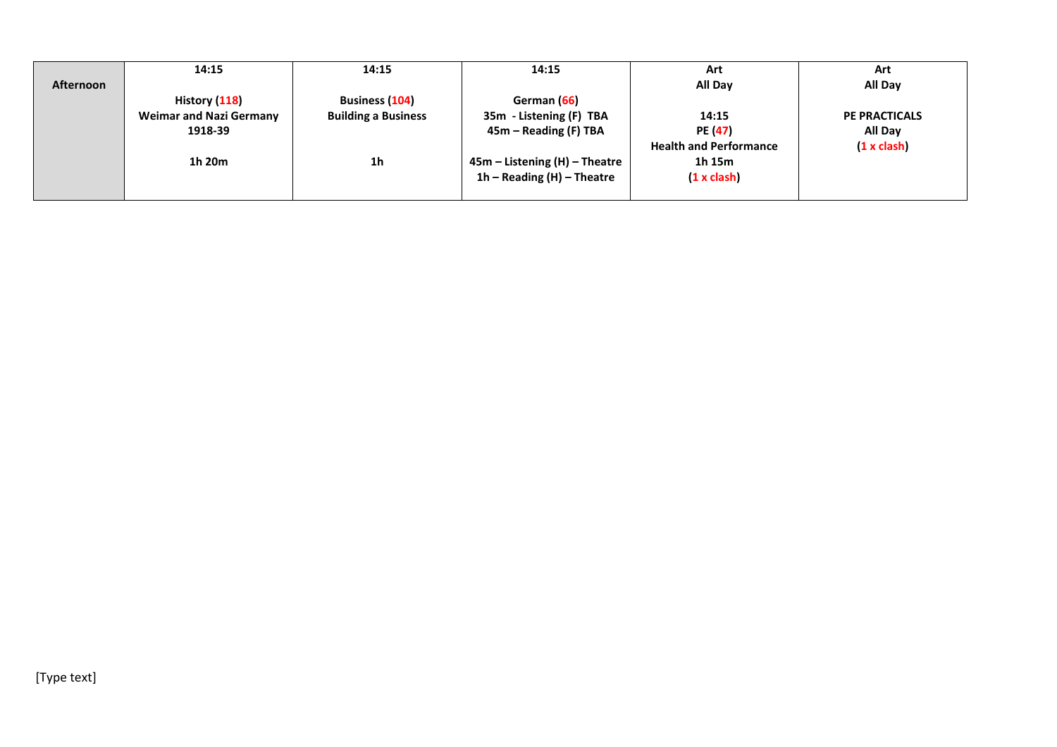| | | | | | |
|---|---|---|---|---|---|
| **Afternoon** | **14:15**<br><br>**History (118)**<br>**Weimar and Nazi Germany 1918-39**<br><br>**1h 20m** | **14:15**<br><br>**Business (104)**<br>**Building a Business**<br><br>**1h** | **14:15**<br><br>**German (66)**<br>**35m - Listening (F) TBA**<br>**45m – Reading (F) TBA**<br><br>**45m – Listening (H) – Theatre**<br>**1h – Reading (H) – Theatre** | **Art**<br>**All Day**<br><br>**14:15**<br>**PE (47)**<br>**Health and Performance**<br>**1h 15m**<br>**(1 x clash)** | **Art**<br>**All Day**<br><br>**PE PRACTICALS**<br>**All Day**<br>**(1 x clash)** |

[Type text]